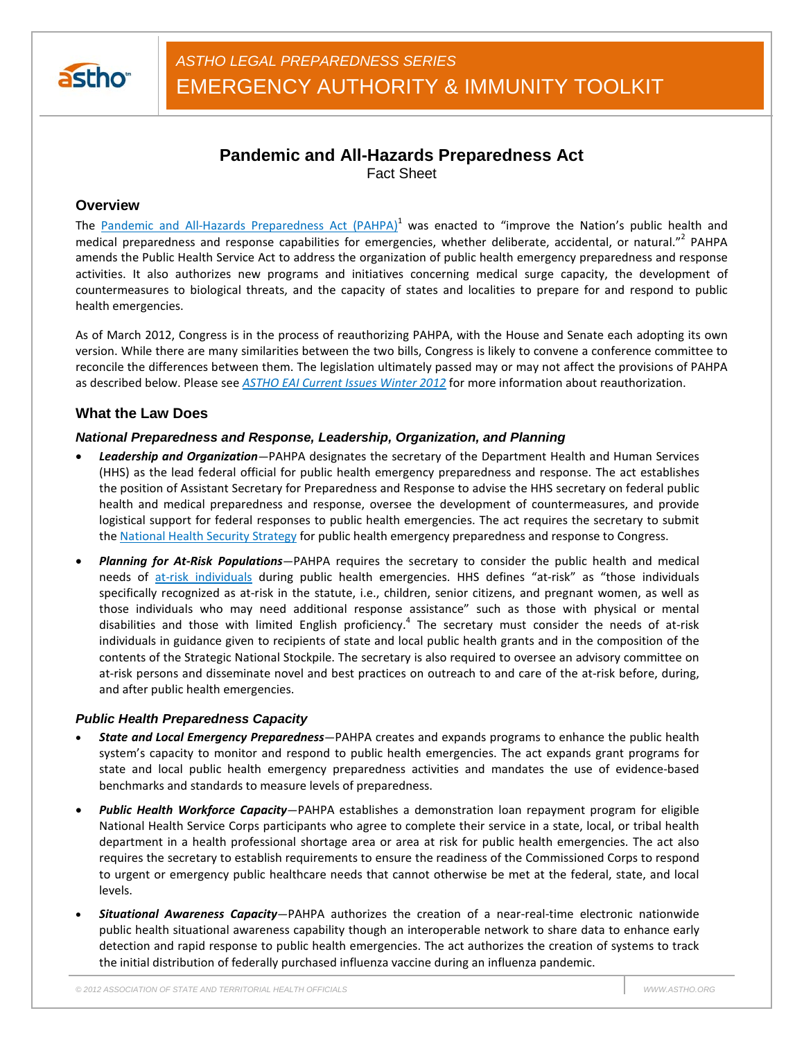ASTHO LEGAL PREPAREDNESS SERIES

EMERGENCY AUTHORITY & IMMUNITY TOOLKIT

# Pandemic and All-Hazards Preparedness Act

Fact Sheet

## Overview

The Pandemic and All-Hazards Preparedness Act (PAHPA)[1] was enacted to "improve the Nation's public health and medical preparedness and response capabilities for emergencies, whether deliberate, accidental, or natural."[2] PAHPA amends the Public Health Service Act to address the organization of public health emergency preparedness and response activities. It also authorizes new programs and initiatives concerning medical surge capacity, the development of countermeasures to biological threats, and the capacity of states and localities to prepare for and respond to public health emergencies.

As of March 2012, Congress is in the process of reauthorizing PAHPA, with the House and Senate each adopting its own version. While there are many similarities between the two bills, Congress is likely to convene a conference committee to reconcile the differences between them. The legislation ultimately passed may or may not affect the provisions of PAHPA as described below. Please see *ASTHO EAI Current Issues Winter 2012* for more information about reauthorization.

## What the Law Does

### National Preparedness and Response, Leadership, Organization, and Planning

- ***Leadership and Organization***—PAHPA designates the secretary of the Department Health and Human Services (HHS) as the lead federal official for public health emergency preparedness and response. The act establishes the position of Assistant Secretary for Preparedness and Response to advise the HHS secretary on federal public health and medical preparedness and response, oversee the development of countermeasures, and provide logistical support for federal responses to public health emergencies. The act requires the secretary to submit the National Health Security Strategy for public health emergency preparedness and response to Congress.
- ***Planning for At-Risk Populations***—PAHPA requires the secretary to consider the public health and medical needs of at-risk individuals during public health emergencies. HHS defines "at-risk" as "those individuals specifically recognized as at-risk in the statute, i.e., children, senior citizens, and pregnant women, as well as those individuals who may need additional response assistance" such as those with physical or mental disabilities and those with limited English proficiency.[4] The secretary must consider the needs of at-risk individuals in guidance given to recipients of state and local public health grants and in the composition of the contents of the Strategic National Stockpile. The secretary is also required to oversee an advisory committee on at-risk persons and disseminate novel and best practices on outreach to and care of the at-risk before, during, and after public health emergencies.

### Public Health Preparedness Capacity

- ***State and Local Emergency Preparedness***—PAHPA creates and expands programs to enhance the public health system's capacity to monitor and respond to public health emergencies. The act expands grant programs for state and local public health emergency preparedness activities and mandates the use of evidence-based benchmarks and standards to measure levels of preparedness.
- ***Public Health Workforce Capacity***—PAHPA establishes a demonstration loan repayment program for eligible National Health Service Corps participants who agree to complete their service in a state, local, or tribal health department in a health professional shortage area or area at risk for public health emergencies. The act also requires the secretary to establish requirements to ensure the readiness of the Commissioned Corps to respond to urgent or emergency public healthcare needs that cannot otherwise be met at the federal, state, and local levels.
- ***Situational Awareness Capacity***—PAHPA authorizes the creation of a near-real-time electronic nationwide public health situational awareness capability though an interoperable network to share data to enhance early detection and rapid response to public health emergencies. The act authorizes the creation of systems to track the initial distribution of federally purchased influenza vaccine during an influenza pandemic.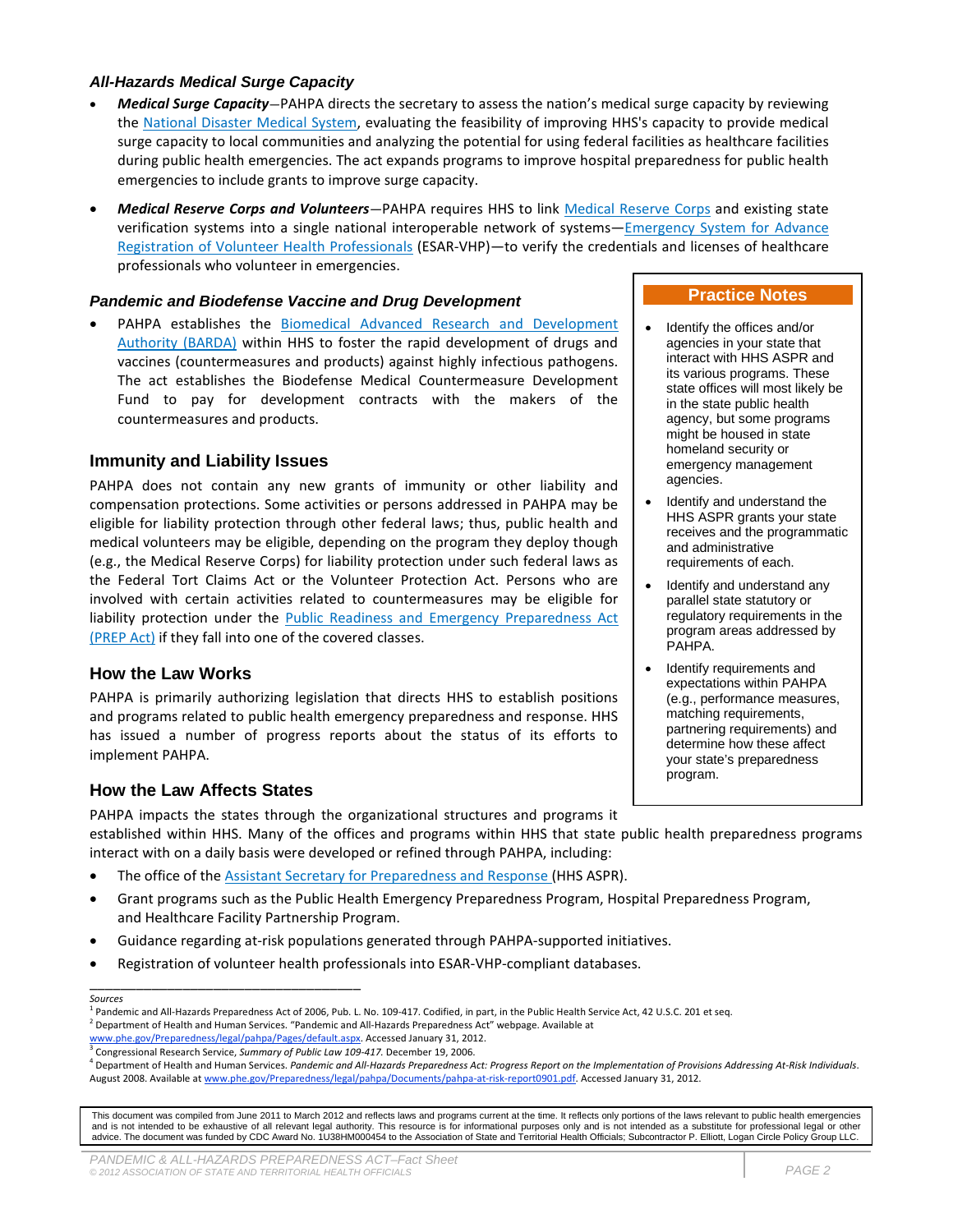### *All-Hazards Medical Surge Capacity*

- ***Medical Surge Capacity***—PAHPA directs the secretary to assess the nation's medical surge capacity by reviewing the National Disaster Medical System, evaluating the feasibility of improving HHS's capacity to provide medical surge capacity to local communities and analyzing the potential for using federal facilities as healthcare facilities during public health emergencies. The act expands programs to improve hospital preparedness for public health emergencies to include grants to improve surge capacity.
- ***Medical Reserve Corps and Volunteers***—PAHPA requires HHS to link Medical Reserve Corps and existing state verification systems into a single national interoperable network of systems—Emergency System for Advance Registration of Volunteer Health Professionals (ESAR-VHP)—to verify the credentials and licenses of healthcare professionals who volunteer in emergencies.

### *Pandemic and Biodefense Vaccine and Drug Development*

- PAHPA establishes the Biomedical Advanced Research and Development Authority (BARDA) within HHS to foster the rapid development of drugs and vaccines (countermeasures and products) against highly infectious pathogens. The act establishes the Biodefense Medical Countermeasure Development Fund to pay for development contracts with the makers of the countermeasures and products.

## Immunity and Liability Issues

PAHPA does not contain any new grants of immunity or other liability and compensation protections. Some activities or persons addressed in PAHPA may be eligible for liability protection through other federal laws; thus, public health and medical volunteers may be eligible, depending on the program they deploy though (e.g., the Medical Reserve Corps) for liability protection under such federal laws as the Federal Tort Claims Act or the Volunteer Protection Act. Persons who are involved with certain activities related to countermeasures may be eligible for liability protection under the Public Readiness and Emergency Preparedness Act (PREP Act) if they fall into one of the covered classes.

## How the Law Works

PAHPA is primarily authorizing legislation that directs HHS to establish positions and programs related to public health emergency preparedness and response. HHS has issued a number of progress reports about the status of its efforts to implement PAHPA.

## How the Law Affects States

PAHPA impacts the states through the organizational structures and programs it established within HHS. Many of the offices and programs within HHS that state public health preparedness programs interact with on a daily basis were developed or refined through PAHPA, including:

- The office of the Assistant Secretary for Preparedness and Response (HHS ASPR).
- Grant programs such as the Public Health Emergency Preparedness Program, Hospital Preparedness Program, and Healthcare Facility Partnership Program.
- Guidance regarding at-risk populations generated through PAHPA-supported initiatives.
- Registration of volunteer health professionals into ESAR-VHP-compliant databases.

### Practice Notes

- Identify the offices and/or agencies in your state that interact with HHS ASPR and its various programs. These state offices will most likely be in the state public health agency, but some programs might be housed in state homeland security or emergency management agencies.
- Identify and understand the HHS ASPR grants your state receives and the programmatic and administrative requirements of each.
- Identify and understand any parallel state statutory or regulatory requirements in the program areas addressed by PAHPA.
- Identify requirements and expectations within PAHPA (e.g., performance measures, matching requirements, partnering requirements) and determine how these affect your state's preparedness program.

*Sources*

[1] Pandemic and All-Hazards Preparedness Act of 2006, Pub. L. No. 109-417. Codified, in part, in the Public Health Service Act, 42 U.S.C. 201 et seq.

[2] Department of Health and Human Services. "Pandemic and All-Hazards Preparedness Act" webpage. Available at www.phe.gov/Preparedness/legal/pahpa/Pages/default.aspx. Accessed January 31, 2012.

[3] Congressional Research Service, *Summary of Public Law 109-417.* December 19, 2006.

[4] Department of Health and Human Services. *Pandemic and All-Hazards Preparedness Act: Progress Report on the Implementation of Provisions Addressing At-Risk Individuals*. August 2008. Available at www.phe.gov/Preparedness/legal/pahpa/Documents/pahpa-at-risk-report0901.pdf. Accessed January 31, 2012.

This document was compiled from June 2011 to March 2012 and reflects laws and programs current at the time. It reflects only portions of the laws relevant to public health emergencies and is not intended to be exhaustive of all relevant legal authority. This resource is for informational purposes only and is not intended as a substitute for professional legal or other advice. The document was funded by CDC Award No. 1U38HM000454 to the Association of State and Territorial Health Officials; Subcontractor P. Elliott, Logan Circle Policy Group LLC.